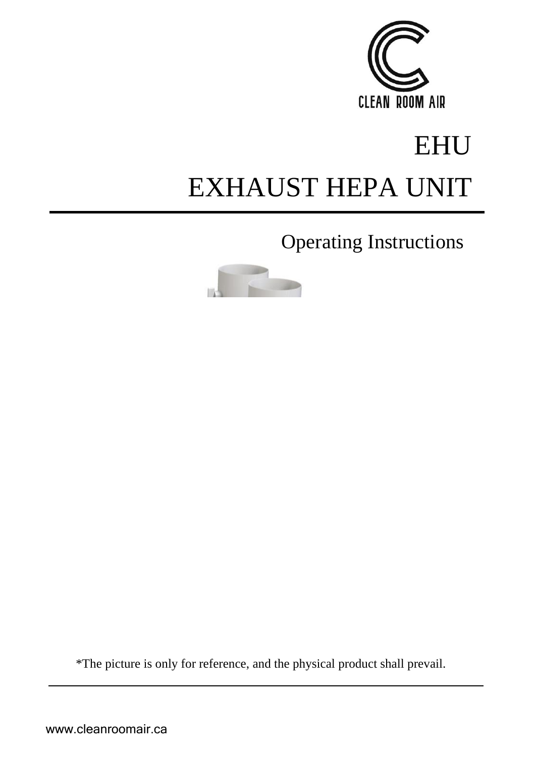CLEAN ROOM AIR

# EHU

# EXHAUST HEPA UNIT

## Operating Instructions

*The picture is only for reference, and the physical product shall prevail.

www.cleanroomair.ca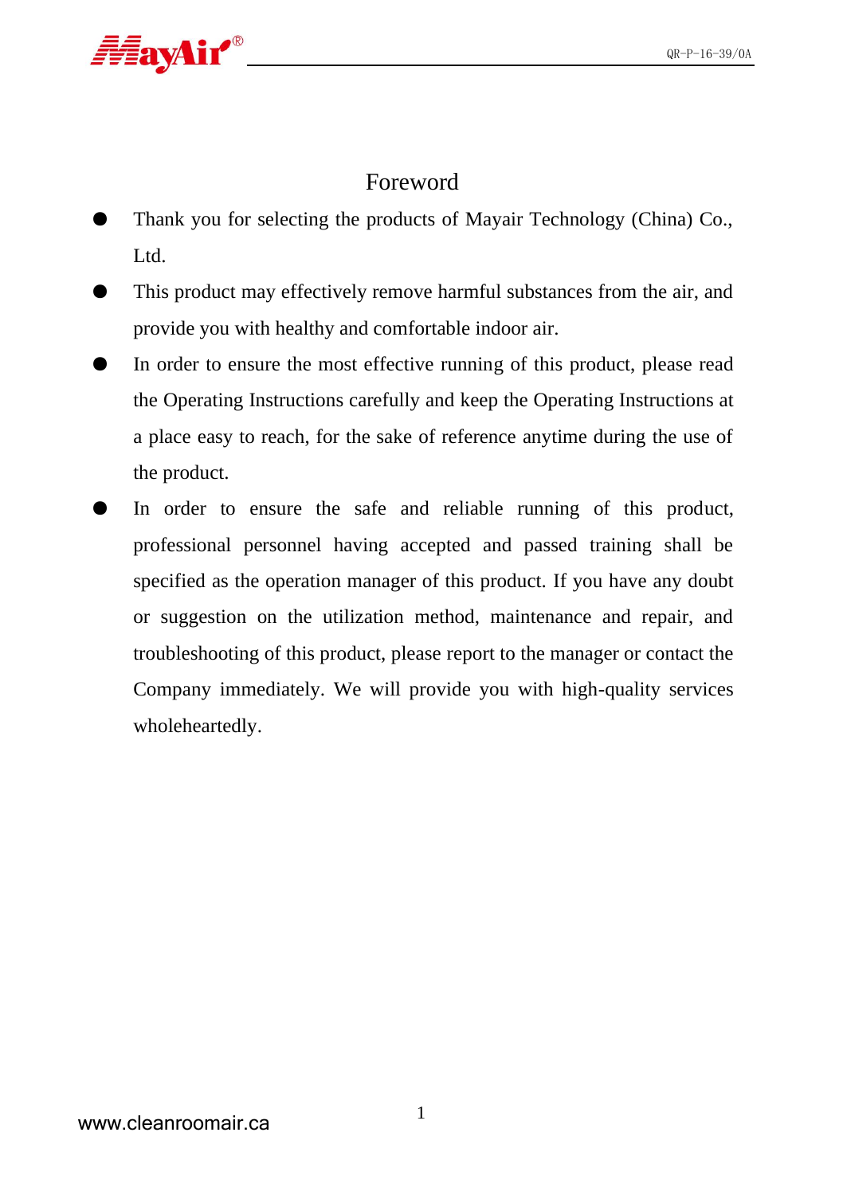# Foreword

- Thank you for selecting the products of Mayair Technology (China) Co., Ltd.
- This product may effectively remove harmful substances from the air, and provide you with healthy and comfortable indoor air.
- In order to ensure the most effective running of this product, please read the Operating Instructions carefully and keep the Operating Instructions at a place easy to reach, for the sake of reference anytime during the use of the product.
- In order to ensure the safe and reliable running of this product, professional personnel having accepted and passed training shall be specified as the operation manager of this product. If you have any doubt or suggestion on the utilization method, maintenance and repair, and troubleshooting of this product, please report to the manager or contact the Company immediately. We will provide you with high-quality services wholeheartedly.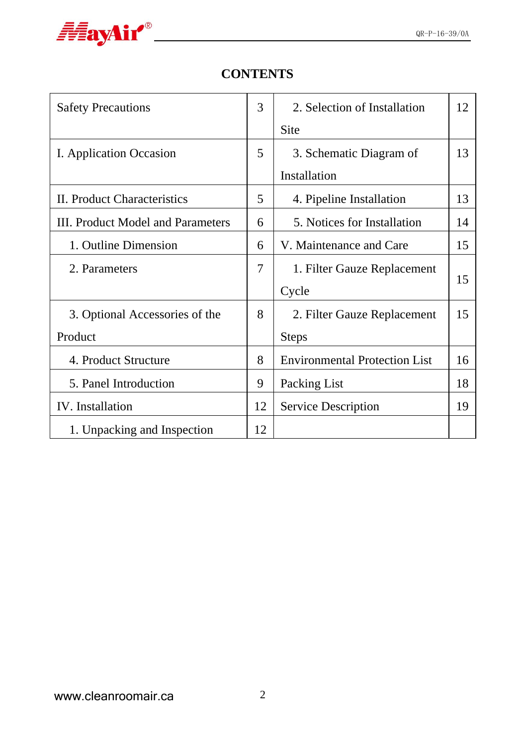# CONTENTS

| | | | |
|---|---|---|---|
| Safety Precautions | 3 | 2. Selection of Installation Site | 12 |
| I. Application Occasion | 5 | 3. Schematic Diagram of Installation | 13 |
| II. Product Characteristics | 5 | 4. Pipeline Installation | 13 |
| III. Product Model and Parameters | 6 | 5. Notices for Installation | 14 |
| 1. Outline Dimension | 6 | V. Maintenance and Care | 15 |
| 2. Parameters | 7 | 1. Filter Gauze Replacement Cycle | 15 |
| 3. Optional Accessories of the Product | 8 | 2. Filter Gauze Replacement Steps | 15 |
| 4. Product Structure | 8 | Environmental Protection List | 16 |
| 5. Panel Introduction | 9 | Packing List | 18 |
| IV. Installation | 12 | Service Description | 19 |
| 1. Unpacking and Inspection | 12 | | |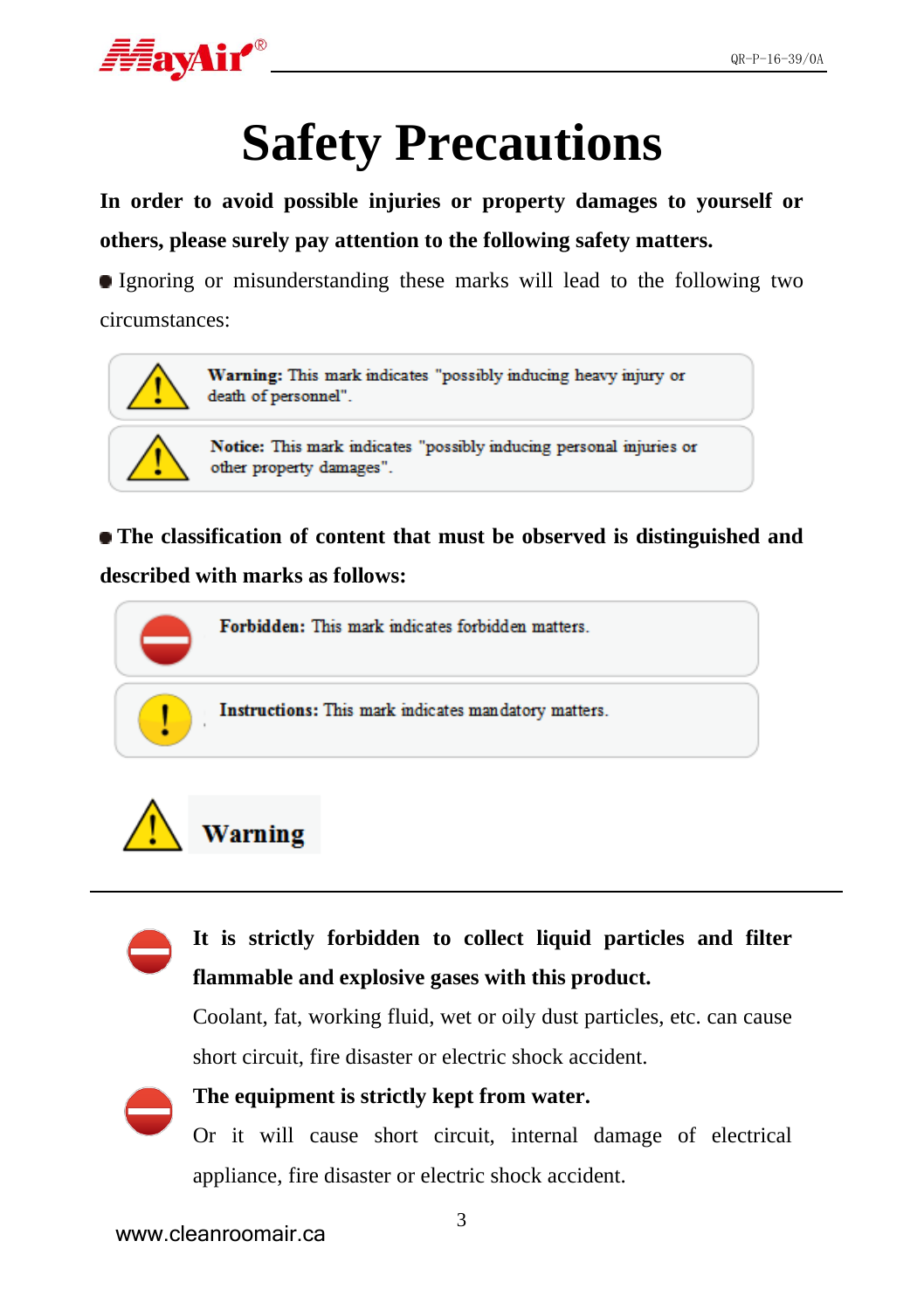# Safety Precautions

**In order to avoid possible injuries or property damages to yourself or others, please surely pay attention to the following safety matters.**

- Ignoring or misunderstanding these marks will lead to the following two circumstances:

| | |
|---|---|
| ⚠ | **Warning:** This mark indicates "possibly inducing heavy injury or death of personnel". |
| ⚠ | **Notice:** This mark indicates "possibly inducing personal injuries or other property damages". |

- **The classification of content that must be observed is distinguished and described with marks as follows:**

| | |
|---|---|
| ⛔ | **Forbidden:** This mark indicates forbidden matters. |
| ❗ | **Instructions:** This mark indicates mandatory matters. |

## ⚠ Warning

⛔ **It is strictly forbidden to collect liquid particles and filter flammable and explosive gases with this product.**

Coolant, fat, working fluid, wet or oily dust particles, etc. can cause short circuit, fire disaster or electric shock accident.

⛔ **The equipment is strictly kept from water.**

Or it will cause short circuit, internal damage of electrical appliance, fire disaster or electric shock accident.

www.cleanroomair.ca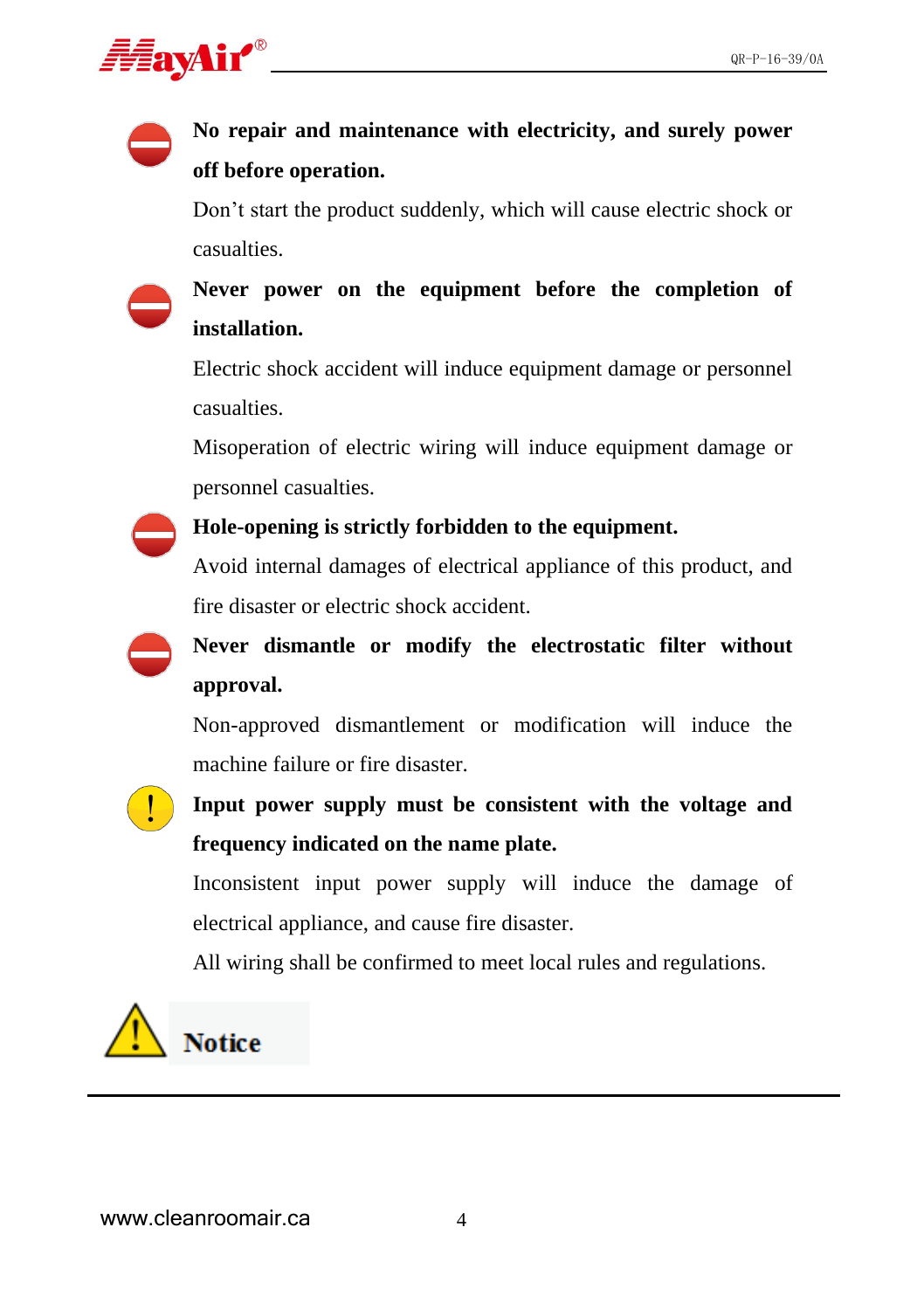**No repair and maintenance with electricity, and surely power off before operation.**

Don't start the product suddenly, which will cause electric shock or casualties.

**Never power on the equipment before the completion of installation.**

Electric shock accident will induce equipment damage or personnel casualties.

Misoperation of electric wiring will induce equipment damage or personnel casualties.

**Hole-opening is strictly forbidden to the equipment.**

Avoid internal damages of electrical appliance of this product, and fire disaster or electric shock accident.

**Never dismantle or modify the electrostatic filter without approval.**

Non-approved dismantlement or modification will induce the machine failure or fire disaster.

**Input power supply must be consistent with the voltage and frequency indicated on the name plate.**

Inconsistent input power supply will induce the damage of electrical appliance, and cause fire disaster.

All wiring shall be confirmed to meet local rules and regulations.

## Notice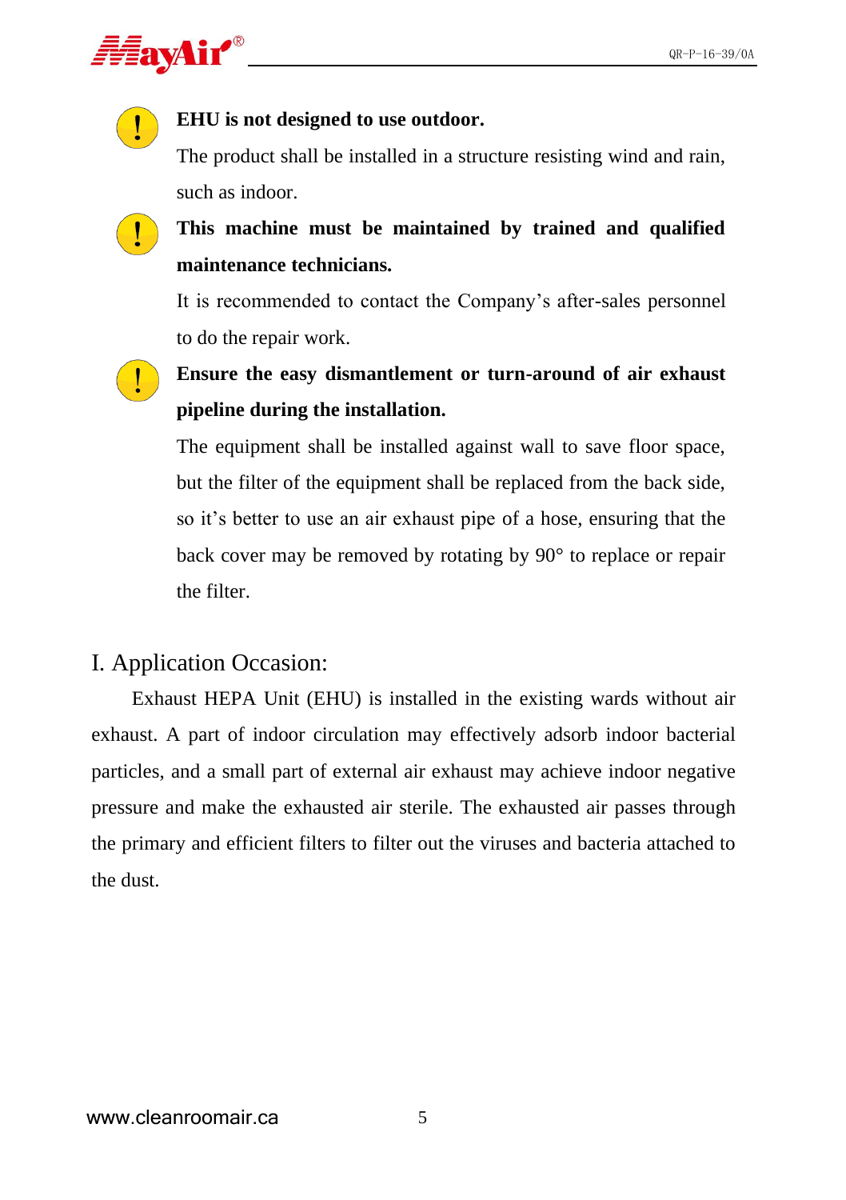**EHU is not designed to use outdoor.**

The product shall be installed in a structure resisting wind and rain, such as indoor.

**This machine must be maintained by trained and qualified maintenance technicians.**

It is recommended to contact the Company's after-sales personnel to do the repair work.

**Ensure the easy dismantlement or turn-around of air exhaust pipeline during the installation.**

The equipment shall be installed against wall to save floor space, but the filter of the equipment shall be replaced from the back side, so it's better to use an air exhaust pipe of a hose, ensuring that the back cover may be removed by rotating by 90° to replace or repair the filter.

# I. Application Occasion:

Exhaust HEPA Unit (EHU) is installed in the existing wards without air exhaust. A part of indoor circulation may effectively adsorb indoor bacterial particles, and a small part of external air exhaust may achieve indoor negative pressure and make the exhausted air sterile. The exhausted air passes through the primary and efficient filters to filter out the viruses and bacteria attached to the dust.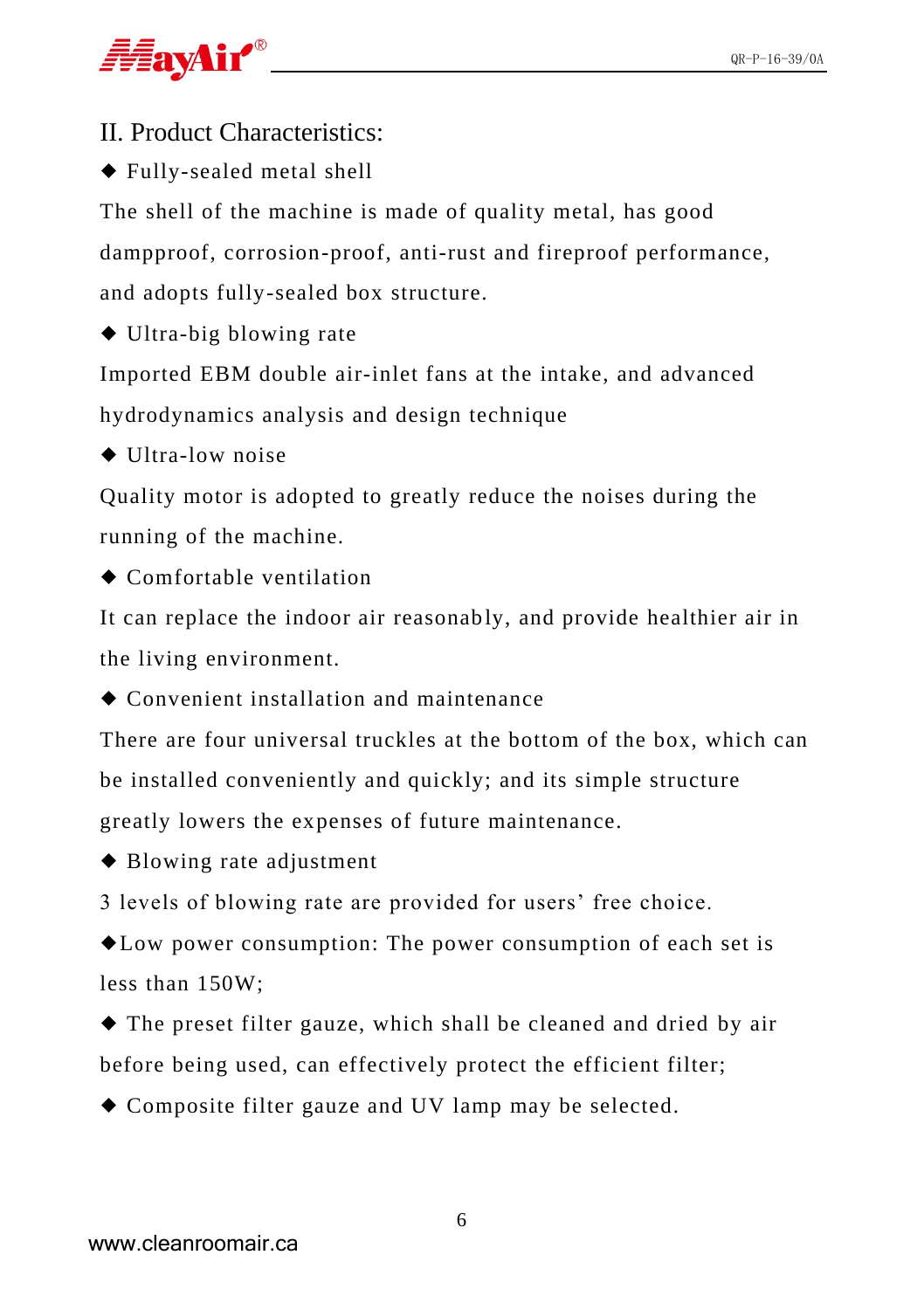## II. Product Characteristics:

◆ Fully-sealed metal shell

The shell of the machine is made of quality metal, has good dampproof, corrosion-proof, anti-rust and fireproof performance, and adopts fully-sealed box structure.

◆ Ultra-big blowing rate

Imported EBM double air-inlet fans at the intake, and advanced hydrodynamics analysis and design technique

◆ Ultra-low noise

Quality motor is adopted to greatly reduce the noises during the running of the machine.

◆ Comfortable ventilation

It can replace the indoor air reasonably, and provide healthier air in the living environment.

◆ Convenient installation and maintenance

There are four universal truckles at the bottom of the box, which can be installed conveniently and quickly; and its simple structure greatly lowers the expenses of future maintenance.

◆ Blowing rate adjustment

3 levels of blowing rate are provided for users' free choice.

◆Low power consumption: The power consumption of each set is less than 150W;

◆ The preset filter gauze, which shall be cleaned and dried by air before being used, can effectively protect the efficient filter;

◆ Composite filter gauze and UV lamp may be selected.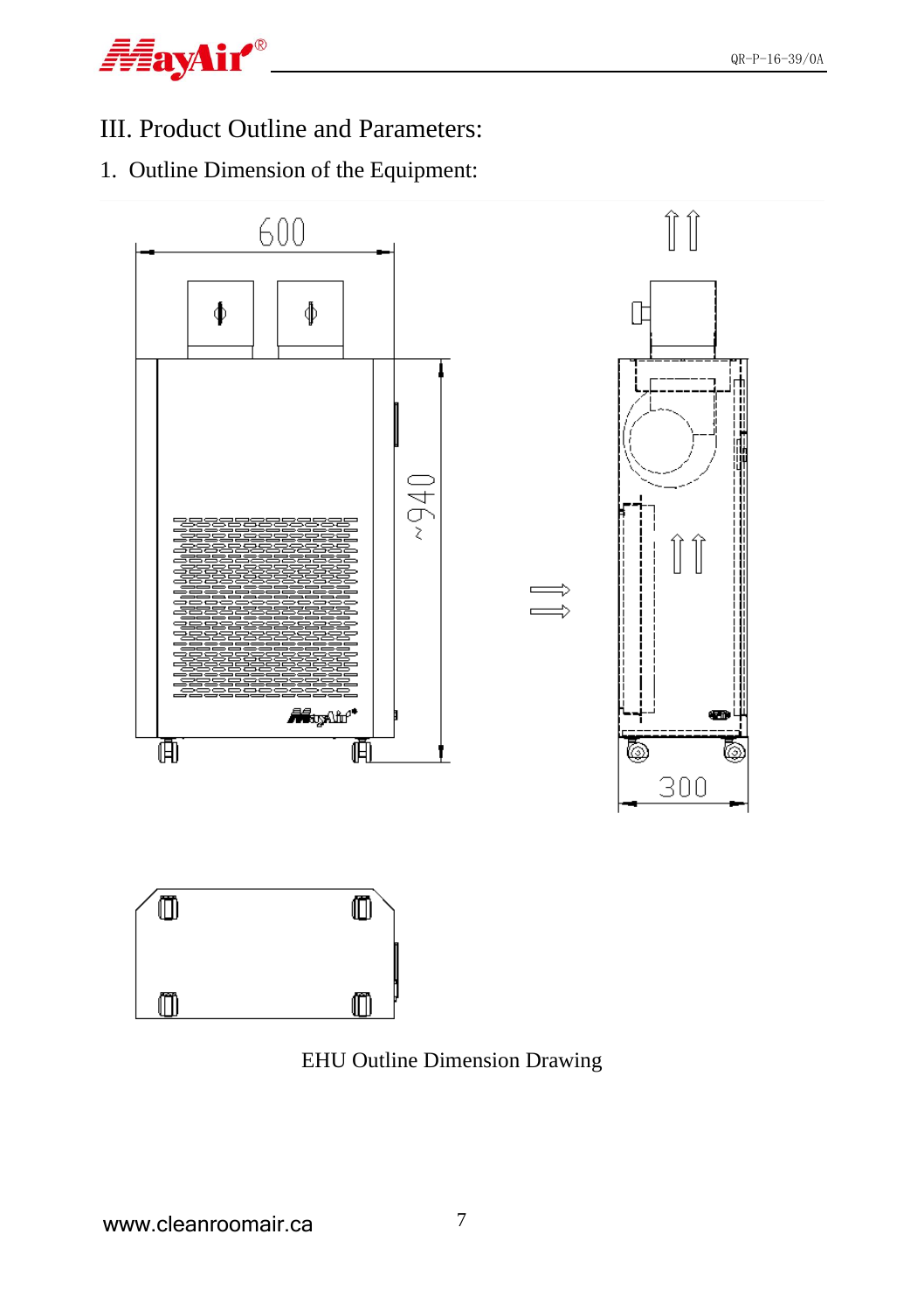# III. Product Outline and Parameters:

1. Outline Dimension of the Equipment:

EHU Outline Dimension Drawing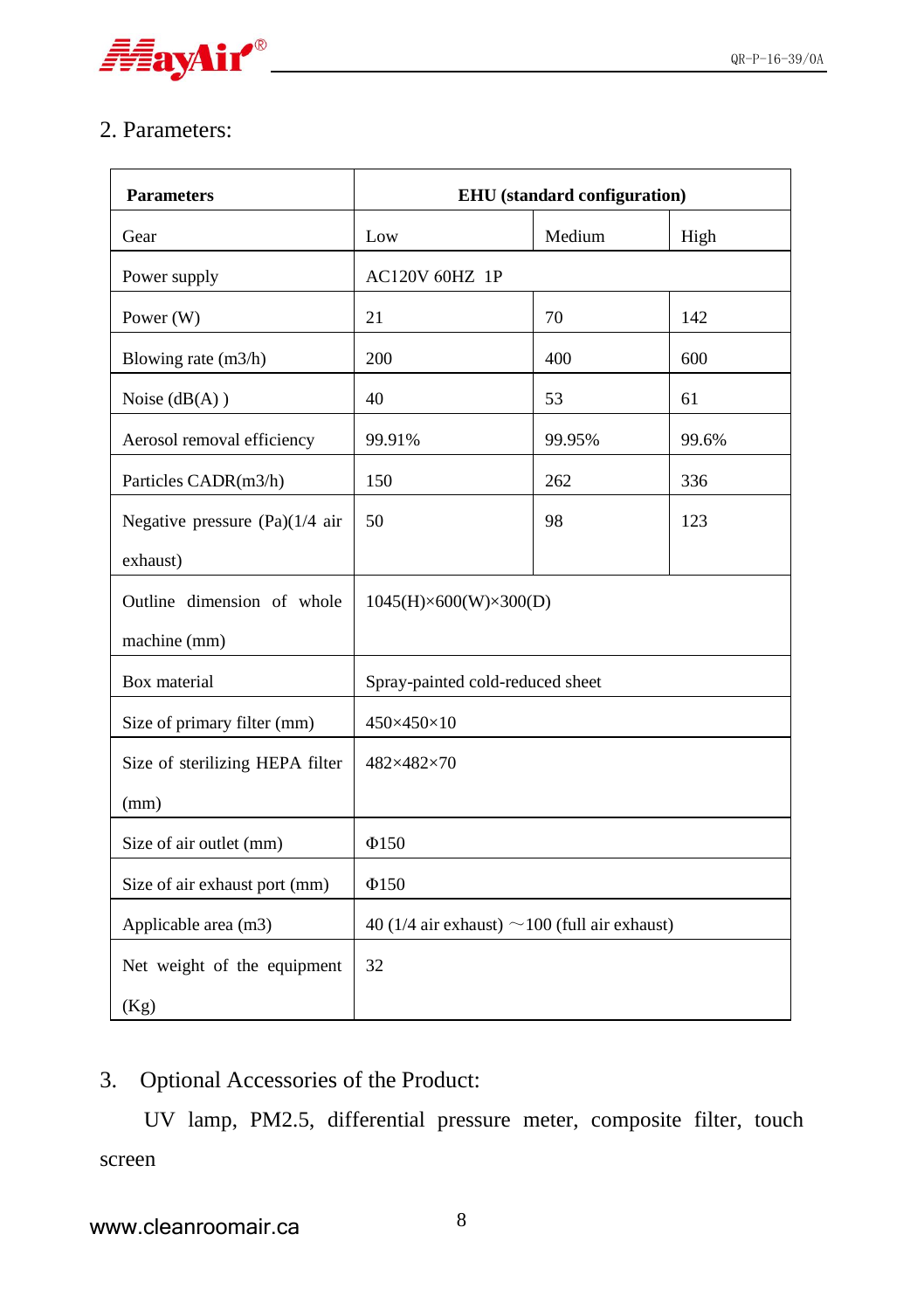## 2. Parameters:

| Parameters | EHU (standard configuration) | | |
|---|---|---|---|
| Gear | Low | Medium | High |
| Power supply | AC120V 60HZ 1P | | |
| Power (W) | 21 | 70 | 142 |
| Blowing rate (m3/h) | 200 | 400 | 600 |
| Noise (dB(A) ) | 40 | 53 | 61 |
| Aerosol removal efficiency | 99.91% | 99.95% | 99.6% |
| Particles CADR(m3/h) | 150 | 262 | 336 |
| Negative pressure (Pa)(1/4 air exhaust) | 50 | 98 | 123 |
| Outline dimension of whole machine (mm) | 1045(H)×600(W)×300(D) | | |
| Box material | Spray-painted cold-reduced sheet | | |
| Size of primary filter (mm) | 450×450×10 | | |
| Size of sterilizing HEPA filter (mm) | 482×482×70 | | |
| Size of air outlet (mm) | Φ150 | | |
| Size of air exhaust port (mm) | Φ150 | | |
| Applicable area (m3) | 40 (1/4 air exhaust) ～100 (full air exhaust) | | |
| Net weight of the equipment (Kg) | 32 | | |

## 3. Optional Accessories of the Product:

UV lamp, PM2.5, differential pressure meter, composite filter, touch screen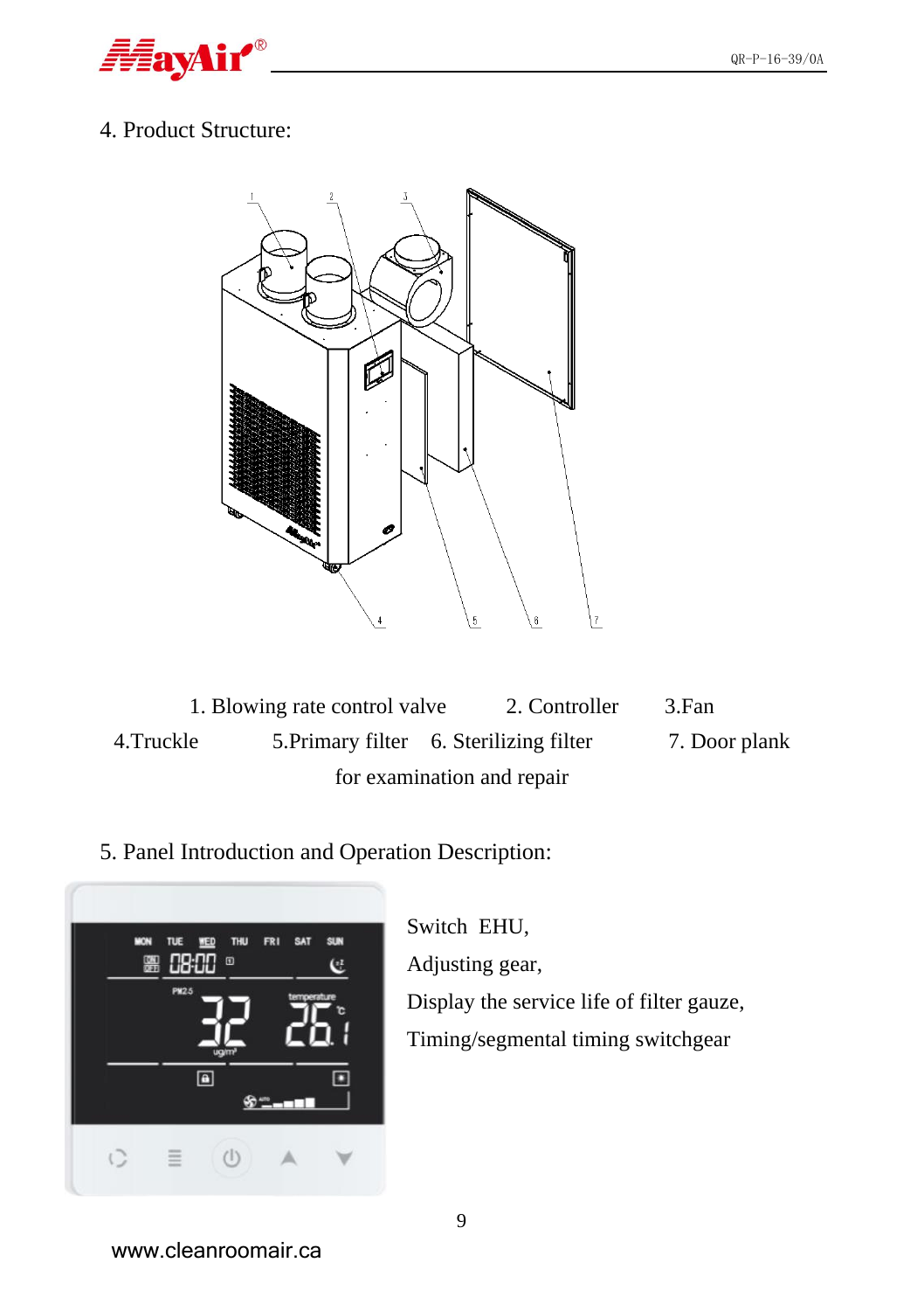## 4. Product Structure:

1. Blowing rate control valve 2. Controller 3.Fan
4.Truckle 5.Primary filter 6. Sterilizing filter 7. Door plank for examination and repair

## 5. Panel Introduction and Operation Description:

Switch EHU,

Adjusting gear,

Display the service life of filter gauze,

Timing/segmental timing switchgear

www.cleanroomair.ca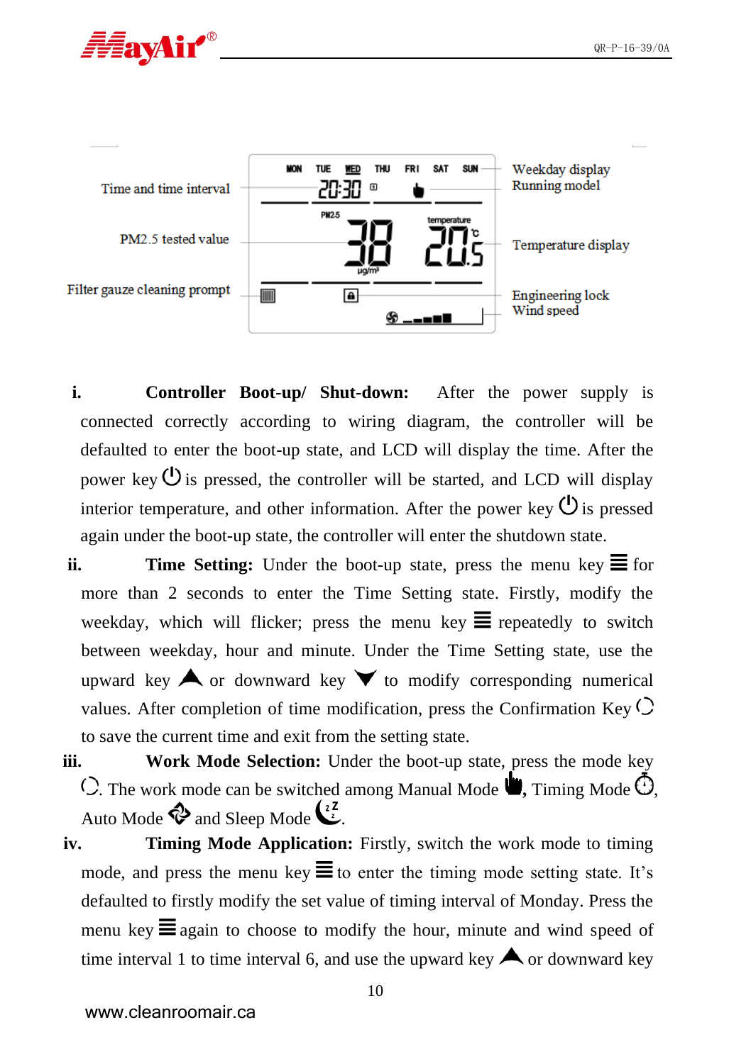Time and time interval

PM2.5 tested value

Filter gauze cleaning prompt

Weekday display
Running model

Temperature display

Engineering lock
Wind speed

i. **Controller Boot-up/ Shut-down:** After the power supply is connected correctly according to wiring diagram, the controller will be defaulted to enter the boot-up state, and LCD will display the time. After the power key ⏻ is pressed, the controller will be started, and LCD will display interior temperature, and other information. After the power key ⏻ is pressed again under the boot-up state, the controller will enter the shutdown state.

ii. **Time Setting:** Under the boot-up state, press the menu key ≣ for more than 2 seconds to enter the Time Setting state. Firstly, modify the weekday, which will flicker; press the menu key ≣ repeatedly to switch between weekday, hour and minute. Under the Time Setting state, use the upward key ▲ or downward key ▼ to modify corresponding numerical values. After completion of time modification, press the Confirmation Key to save the current time and exit from the setting state.

iii. **Work Mode Selection:** Under the boot-up state, press the mode key . The work mode can be switched among Manual Mode, Timing Mode, Auto Mode and Sleep Mode.

iv. **Timing Mode Application:** Firstly, switch the work mode to timing mode, and press the menu key ≣ to enter the timing mode setting state. It's defaulted to firstly modify the set value of timing interval of Monday. Press the menu key ≣ again to choose to modify the hour, minute and wind speed of time interval 1 to time interval 6, and use the upward key ▲ or downward key

www.cleanroomair.ca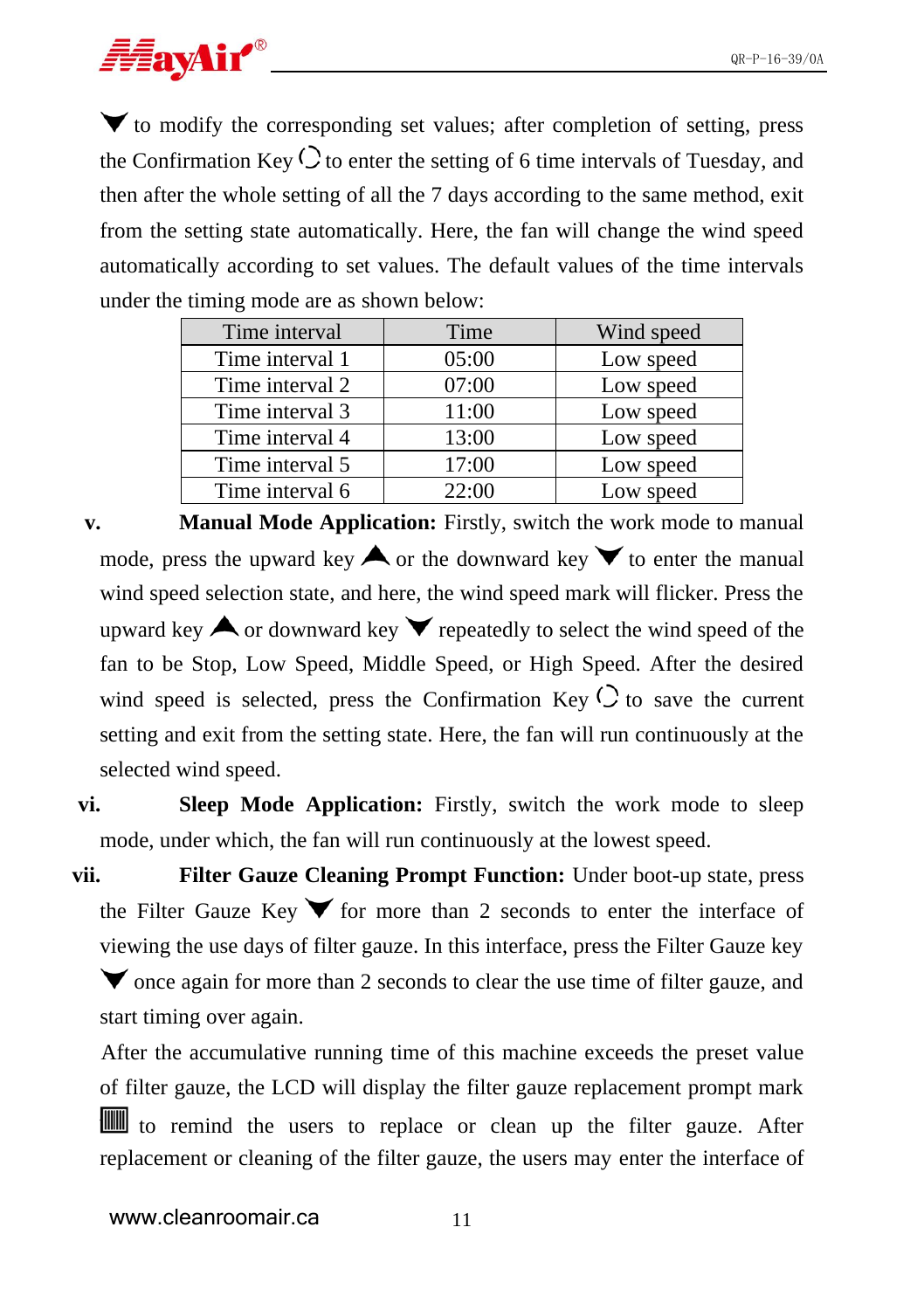▼ to modify the corresponding set values; after completion of setting, press the Confirmation Key ↻ to enter the setting of 6 time intervals of Tuesday, and then after the whole setting of all the 7 days according to the same method, exit from the setting state automatically. Here, the fan will change the wind speed automatically according to set values. The default values of the time intervals under the timing mode are as shown below:

| Time interval | Time | Wind speed |
|---|---|---|
| Time interval 1 | 05:00 | Low speed |
| Time interval 2 | 07:00 | Low speed |
| Time interval 3 | 11:00 | Low speed |
| Time interval 4 | 13:00 | Low speed |
| Time interval 5 | 17:00 | Low speed |
| Time interval 6 | 22:00 | Low speed |

v. **Manual Mode Application:** Firstly, switch the work mode to manual mode, press the upward key ▲ or the downward key ▼ to enter the manual wind speed selection state, and here, the wind speed mark will flicker. Press the upward key ▲ or downward key ▼ repeatedly to select the wind speed of the fan to be Stop, Low Speed, Middle Speed, or High Speed. After the desired wind speed is selected, press the Confirmation Key ↻ to save the current setting and exit from the setting state. Here, the fan will run continuously at the selected wind speed.

vi. **Sleep Mode Application:** Firstly, switch the work mode to sleep mode, under which, the fan will run continuously at the lowest speed.

vii. **Filter Gauze Cleaning Prompt Function:** Under boot-up state, press the Filter Gauze Key ▼ for more than 2 seconds to enter the interface of viewing the use days of filter gauze. In this interface, press the Filter Gauze key ▼ once again for more than 2 seconds to clear the use time of filter gauze, and start timing over again.

After the accumulative running time of this machine exceeds the preset value of filter gauze, the LCD will display the filter gauze replacement prompt mark ▥ to remind the users to replace or clean up the filter gauze. After replacement or cleaning of the filter gauze, the users may enter the interface of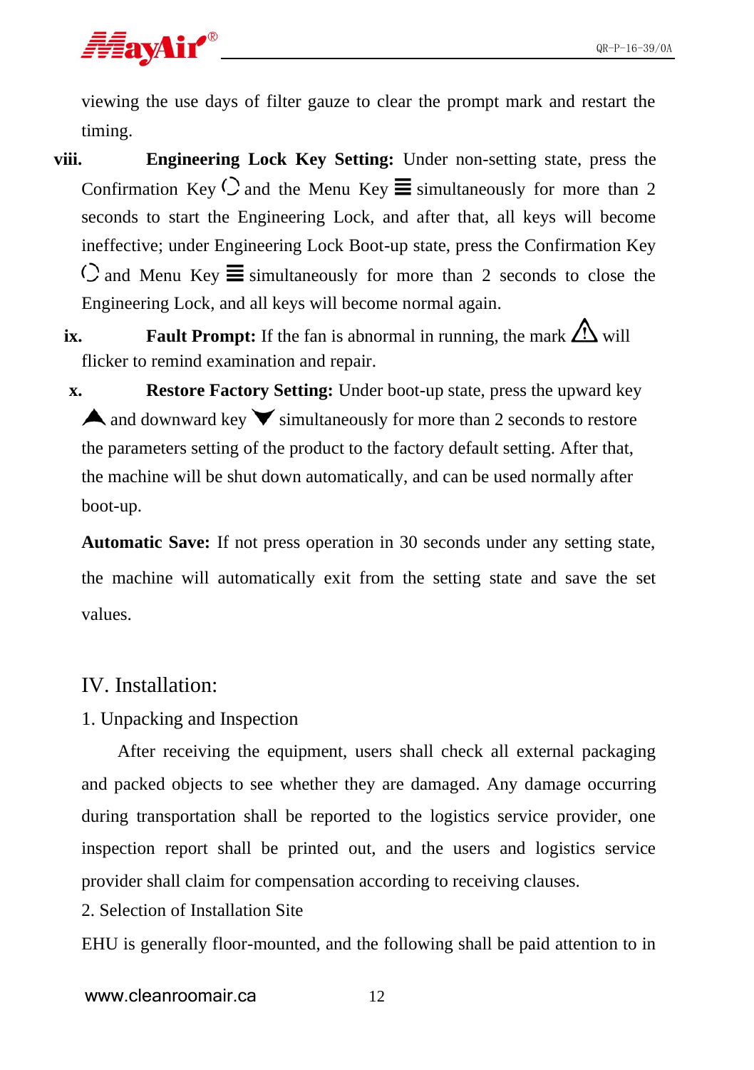viewing the use days of filter gauze to clear the prompt mark and restart the timing.

viii. **Engineering Lock Key Setting:** Under non-setting state, press the Confirmation Key ◌ and the Menu Key ≣ simultaneously for more than 2 seconds to start the Engineering Lock, and after that, all keys will become ineffective; under Engineering Lock Boot-up state, press the Confirmation Key ◌ and Menu Key ≣ simultaneously for more than 2 seconds to close the Engineering Lock, and all keys will become normal again.

ix. **Fault Prompt:** If the fan is abnormal in running, the mark ⚠ will flicker to remind examination and repair.

x. **Restore Factory Setting:** Under boot-up state, press the upward key ▲ and downward key ▼ simultaneously for more than 2 seconds to restore the parameters setting of the product to the factory default setting. After that, the machine will be shut down automatically, and can be used normally after boot-up.

**Automatic Save:** If not press operation in 30 seconds under any setting state, the machine will automatically exit from the setting state and save the set values.

# IV. Installation:

## 1. Unpacking and Inspection

After receiving the equipment, users shall check all external packaging and packed objects to see whether they are damaged. Any damage occurring during transportation shall be reported to the logistics service provider, one inspection report shall be printed out, and the users and logistics service provider shall claim for compensation according to receiving clauses.

## 2. Selection of Installation Site

EHU is generally floor-mounted, and the following shall be paid attention to in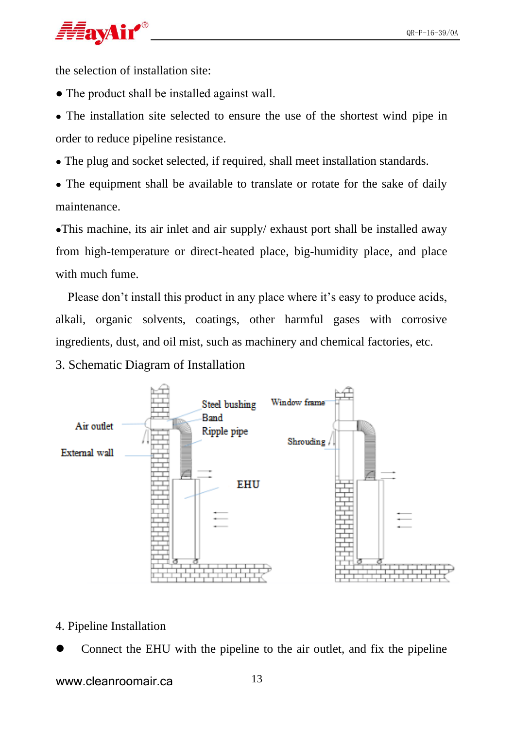the selection of installation site:

- The product shall be installed against wall.
- The installation site selected to ensure the use of the shortest wind pipe in order to reduce pipeline resistance.
- The plug and socket selected, if required, shall meet installation standards.
- The equipment shall be available to translate or rotate for the sake of daily maintenance.
- This machine, its air inlet and air supply/ exhaust port shall be installed away from high-temperature or direct-heated place, big-humidity place, and place with much fume.

Please don't install this product in any place where it's easy to produce acids, alkali, organic solvents, coatings, other harmful gases with corrosive ingredients, dust, and oil mist, such as machinery and chemical factories, etc.

3. Schematic Diagram of Installation

Air outlet
External wall
Steel bushing
Band
Ripple pipe
EHU
Window frame
Shrouding

4. Pipeline Installation

- Connect the EHU with the pipeline to the air outlet, and fix the pipeline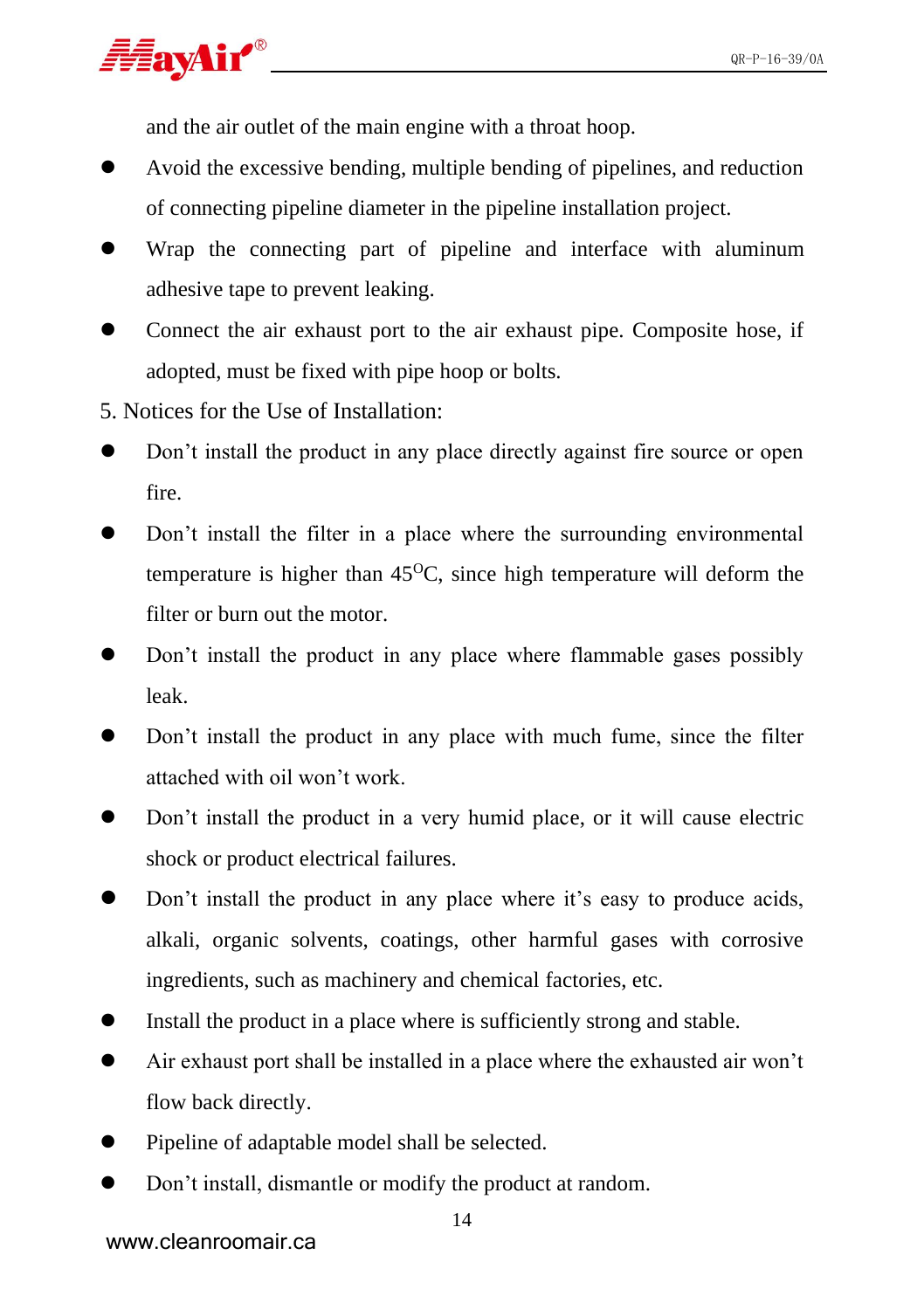and the air outlet of the main engine with a throat hoop.

- Avoid the excessive bending, multiple bending of pipelines, and reduction of connecting pipeline diameter in the pipeline installation project.
- Wrap the connecting part of pipeline and interface with aluminum adhesive tape to prevent leaking.
- Connect the air exhaust port to the air exhaust pipe. Composite hose, if adopted, must be fixed with pipe hoop or bolts.

5. Notices for the Use of Installation:

- Don’t install the product in any place directly against fire source or open fire.
- Don’t install the filter in a place where the surrounding environmental temperature is higher than 45$^{O}$C, since high temperature will deform the filter or burn out the motor.
- Don’t install the product in any place where flammable gases possibly leak.
- Don’t install the product in any place with much fume, since the filter attached with oil won’t work.
- Don’t install the product in a very humid place, or it will cause electric shock or product electrical failures.
- Don’t install the product in any place where it’s easy to produce acids, alkali, organic solvents, coatings, other harmful gases with corrosive ingredients, such as machinery and chemical factories, etc.
- Install the product in a place where is sufficiently strong and stable.
- Air exhaust port shall be installed in a place where the exhausted air won’t flow back directly.
- Pipeline of adaptable model shall be selected.
- Don’t install, dismantle or modify the product at random.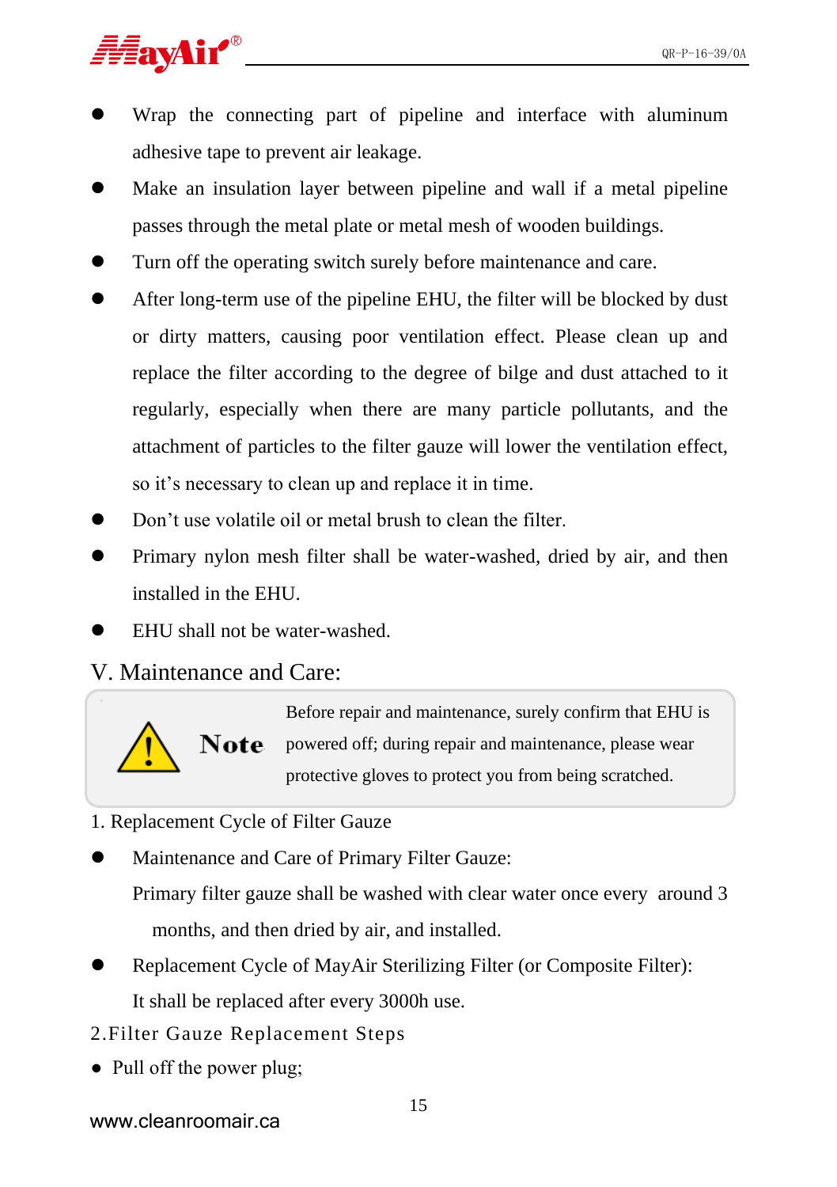- Wrap the connecting part of pipeline and interface with aluminum adhesive tape to prevent air leakage.
- Make an insulation layer between pipeline and wall if a metal pipeline passes through the metal plate or metal mesh of wooden buildings.
- Turn off the operating switch surely before maintenance and care.
- After long-term use of the pipeline EHU, the filter will be blocked by dust or dirty matters, causing poor ventilation effect. Please clean up and replace the filter according to the degree of bilge and dust attached to it regularly, especially when there are many particle pollutants, and the attachment of particles to the filter gauze will lower the ventilation effect, so it's necessary to clean up and replace it in time.
- Don't use volatile oil or metal brush to clean the filter.
- Primary nylon mesh filter shall be water-washed, dried by air, and then installed in the EHU.
- EHU shall not be water-washed.

## V. Maintenance and Care:

> **Note** Before repair and maintenance, surely confirm that EHU is powered off; during repair and maintenance, please wear protective gloves to protect you from being scratched.

1. Replacement Cycle of Filter Gauze

- Maintenance and Care of Primary Filter Gauze:
  Primary filter gauze shall be washed with clear water once every around 3 months, and then dried by air, and installed.
- Replacement Cycle of MayAir Sterilizing Filter (or Composite Filter):
  It shall be replaced after every 3000h use.

2.Filter Gauze Replacement Steps

- Pull off the power plug;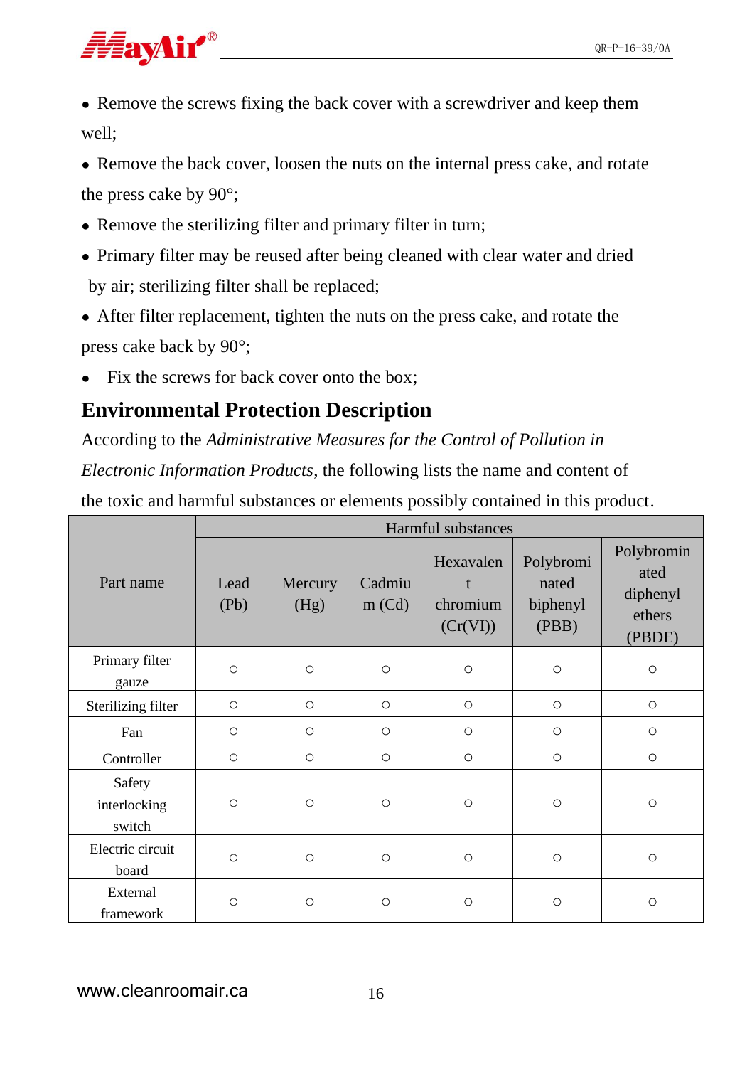- Remove the screws fixing the back cover with a screwdriver and keep them well;
- Remove the back cover, loosen the nuts on the internal press cake, and rotate the press cake by 90°;
- Remove the sterilizing filter and primary filter in turn;
- Primary filter may be reused after being cleaned with clear water and dried by air; sterilizing filter shall be replaced;
- After filter replacement, tighten the nuts on the press cake, and rotate the press cake back by 90°;
- Fix the screws for back cover onto the box;

## Environmental Protection Description

According to the *Administrative Measures for the Control of Pollution in Electronic Information Products*, the following lists the name and content of the toxic and harmful substances or elements possibly contained in this product.

| Part name | Harmful substances | | | | | |
|---|---|---|---|---|---|---|
| | Lead (Pb) | Mercury (Hg) | Cadmium (Cd) | Hexavalent chromium (Cr(VI)) | Polybrominated biphenyl (PBB) | Polybrominated diphenyl ethers (PBDE) |
| Primary filter gauze | ○ | ○ | ○ | ○ | ○ | ○ |
| Sterilizing filter | ○ | ○ | ○ | ○ | ○ | ○ |
| Fan | ○ | ○ | ○ | ○ | ○ | ○ |
| Controller | ○ | ○ | ○ | ○ | ○ | ○ |
| Safety interlocking switch | ○ | ○ | ○ | ○ | ○ | ○ |
| Electric circuit board | ○ | ○ | ○ | ○ | ○ | ○ |
| External framework | ○ | ○ | ○ | ○ | ○ | ○ |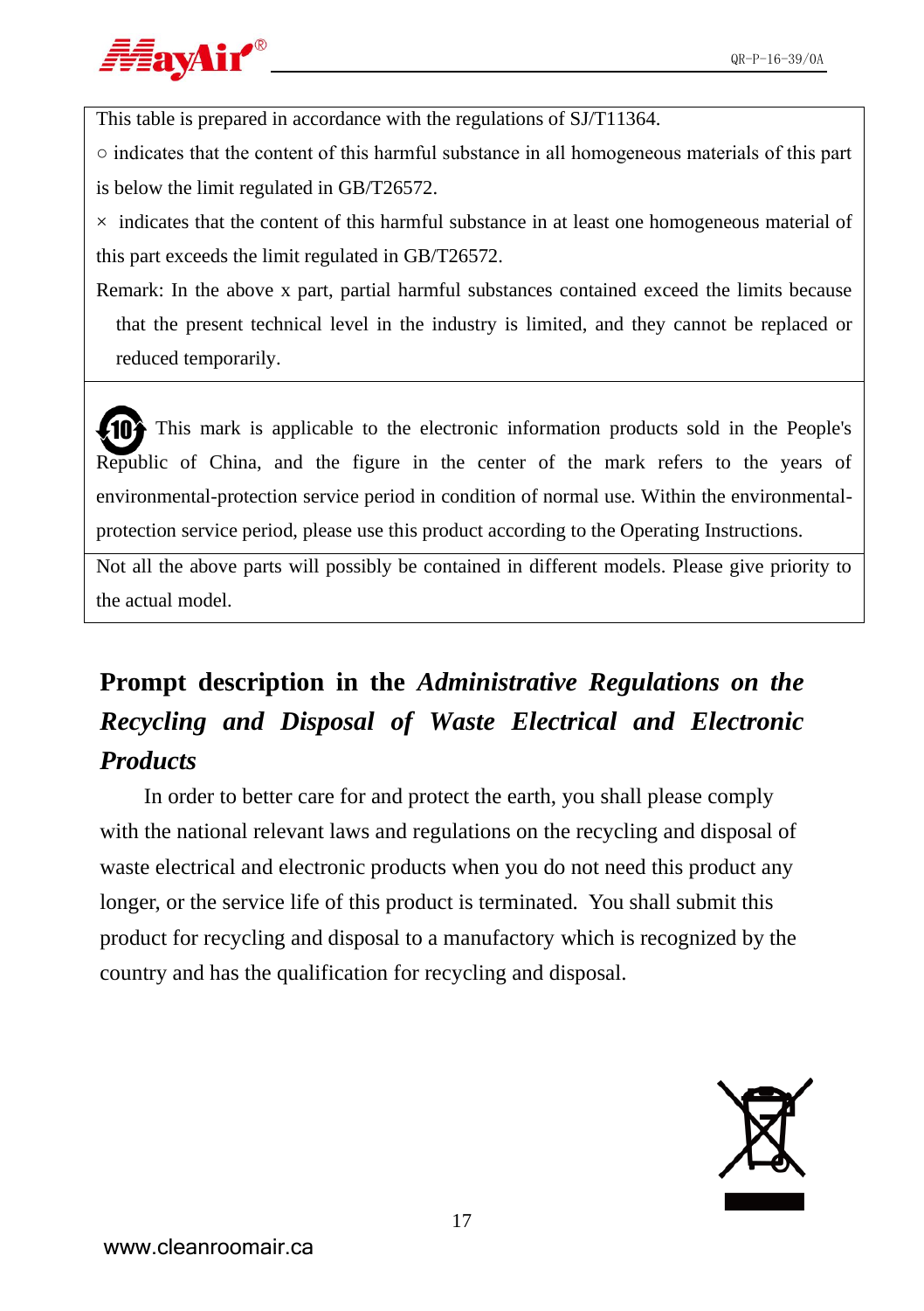This table is prepared in accordance with the regulations of SJ/T11364.

○ indicates that the content of this harmful substance in all homogeneous materials of this part is below the limit regulated in GB/T26572.

× indicates that the content of this harmful substance in at least one homogeneous material of this part exceeds the limit regulated in GB/T26572.

Remark: In the above x part, partial harmful substances contained exceed the limits because that the present technical level in the industry is limited, and they cannot be replaced or reduced temporarily.

This mark is applicable to the electronic information products sold in the People's Republic of China, and the figure in the center of the mark refers to the years of environmental-protection service period in condition of normal use. Within the environmental-protection service period, please use this product according to the Operating Instructions.

Not all the above parts will possibly be contained in different models. Please give priority to the actual model.

## Prompt description in the *Administrative Regulations on the Recycling and Disposal of Waste Electrical and Electronic Products*

In order to better care for and protect the earth, you shall please comply with the national relevant laws and regulations on the recycling and disposal of waste electrical and electronic products when you do not need this product any longer, or the service life of this product is terminated. You shall submit this product for recycling and disposal to a manufactory which is recognized by the country and has the qualification for recycling and disposal.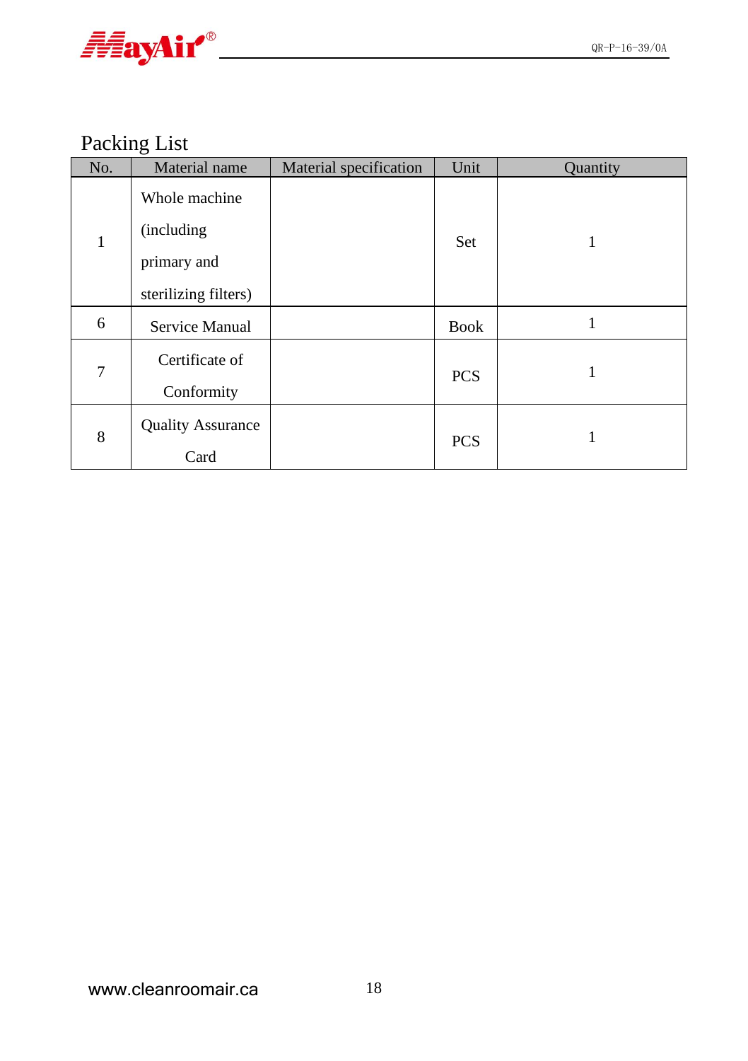## Packing List

| No. | Material name | Material specification | Unit | Quantity |
|---|---|---|---|---|
| 1 | Whole machine (including primary and sterilizing filters) | | Set | 1 |
| 6 | Service Manual | | Book | 1 |
| 7 | Certificate of Conformity | | PCS | 1 |
| 8 | Quality Assurance Card | | PCS | 1 |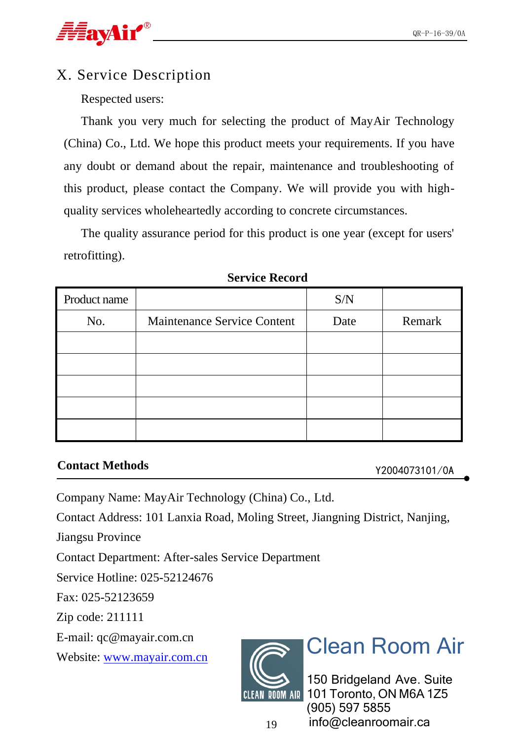## X. Service Description

Respected users:

Thank you very much for selecting the product of MayAir Technology (China) Co., Ltd. We hope this product meets your requirements. If you have any doubt or demand about the repair, maintenance and troubleshooting of this product, please contact the Company. We will provide you with high-quality services wholeheartedly according to concrete circumstances.

The quality assurance period for this product is one year (except for users' retrofitting).

**Service Record**

| Product name | | S/N | |
|---|---|---|---|
| No. | Maintenance Service Content | Date | Remark |
| | | | |
| | | | |
| | | | |
| | | | |
| | | | |

**Contact Methods** Y2004073101/0A

Company Name: MayAir Technology (China) Co., Ltd.

Contact Address: 101 Lanxia Road, Moling Street, Jiangning District, Nanjing, Jiangsu Province

Contact Department: After-sales Service Department

Service Hotline: 025-52124676

Fax: 025-52123659

Zip code: 211111

E-mail: qc@mayair.com.cn

Website: www.mayair.com.cn

Clean Room Air

150 Bridgeland Ave. Suite 101 Toronto, ON M6A 1Z5
(905) 597 5855
info@cleanroomair.ca